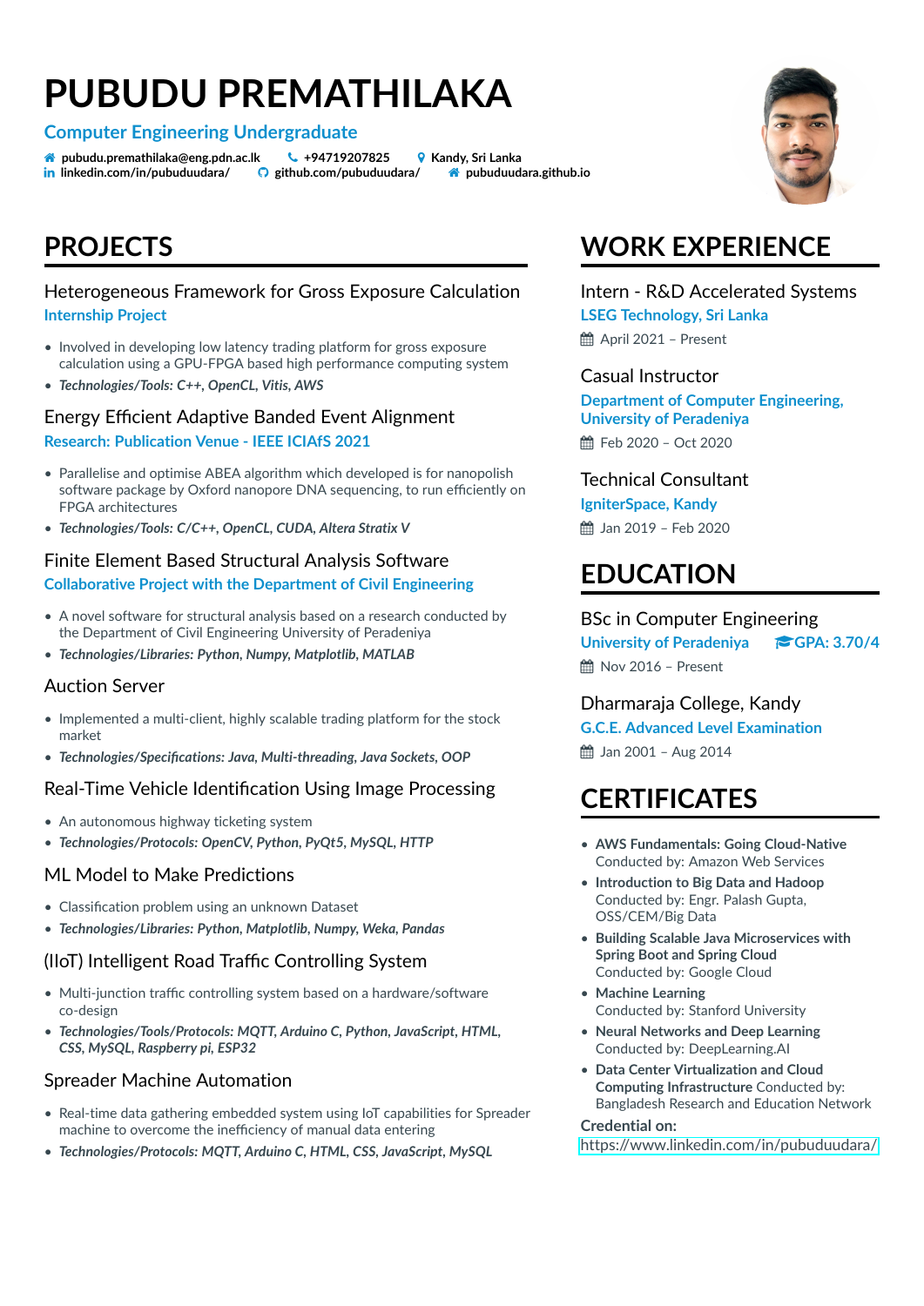# PUBUDU PREMATHILAKA

**Computer Engineering Undergraduate**

pubudu.premathilaka@eng.pdn.ac.lk | +94719207825 | Kandy, Sri Lanka
linkedin.com/in/pubuduudara/ | github.com/pubuduudara/ | pubuduudara.github.io

## PROJECTS

### Heterogeneous Framework for Gross Exposure Calculation

**Internship Project**

- Involved in developing low latency trading platform for gross exposure calculation using a GPU-FPGA based high performance computing system
- *Technologies/Tools: C++, OpenCL, Vitis, AWS*

### Energy Efficient Adaptive Banded Event Alignment

**Research: Publication Venue - IEEE ICIAfS 2021**

- Parallelise and optimise ABEA algorithm which developed is for nanopolish software package by Oxford nanopore DNA sequencing, to run efficiently on FPGA architectures
- *Technologies/Tools: C/C++, OpenCL, CUDA, Altera Stratix V*

### Finite Element Based Structural Analysis Software

**Collaborative Project with the Department of Civil Engineering**

- A novel software for structural analysis based on a research conducted by the Department of Civil Engineering University of Peradeniya
- *Technologies/Libraries: Python, Numpy, Matplotlib, MATLAB*

### Auction Server

- Implemented a multi-client, highly scalable trading platform for the stock market
- *Technologies/Specifications: Java, Multi-threading, Java Sockets, OOP*

### Real-Time Vehicle Identification Using Image Processing

- An autonomous highway ticketing system
- *Technologies/Protocols: OpenCV, Python, PyQt5, MySQL, HTTP*

### ML Model to Make Predictions

- Classification problem using an unknown Dataset
- *Technologies/Libraries: Python, Matplotlib, Numpy, Weka, Pandas*

### (IIoT) Intelligent Road Traffic Controlling System

- Multi-junction traffic controlling system based on a hardware/software co-design
- *Technologies/Tools/Protocols: MQTT, Arduino C, Python, JavaScript, HTML, CSS, MySQL, Raspberry pi, ESP32*

### Spreader Machine Automation

- Real-time data gathering embedded system using IoT capabilities for Spreader machine to overcome the inefficiency of manual data entering
- *Technologies/Protocols: MQTT, Arduino C, HTML, CSS, JavaScript, MySQL*

## WORK EXPERIENCE

### Intern - R&D Accelerated Systems

**LSEG Technology, Sri Lanka**

April 2021 – Present

### Casual Instructor

**Department of Computer Engineering, University of Peradeniya**

Feb 2020 – Oct 2020

### Technical Consultant

**IgniterSpace, Kandy**

Jan 2019 – Feb 2020

## EDUCATION

### BSc in Computer Engineering

**University of Peradeniya** | **GPA: 3.70/4**

Nov 2016 – Present

### Dharmaraja College, Kandy

**G.C.E. Advanced Level Examination**

Jan 2001 – Aug 2014

## CERTIFICATES

- **AWS Fundamentals: Going Cloud-Native**
  Conducted by: Amazon Web Services
- **Introduction to Big Data and Hadoop**
  Conducted by: Engr. Palash Gupta, OSS/CEM/Big Data
- **Building Scalable Java Microservices with Spring Boot and Spring Cloud**
  Conducted by: Google Cloud
- **Machine Learning**
  Conducted by: Stanford University
- **Neural Networks and Deep Learning**
  Conducted by: DeepLearning.AI
- **Data Center Virtualization and Cloud Computing Infrastructure** Conducted by: Bangladesh Research and Education Network

**Credential on:**
https://www.linkedin.com/in/pubuduudara/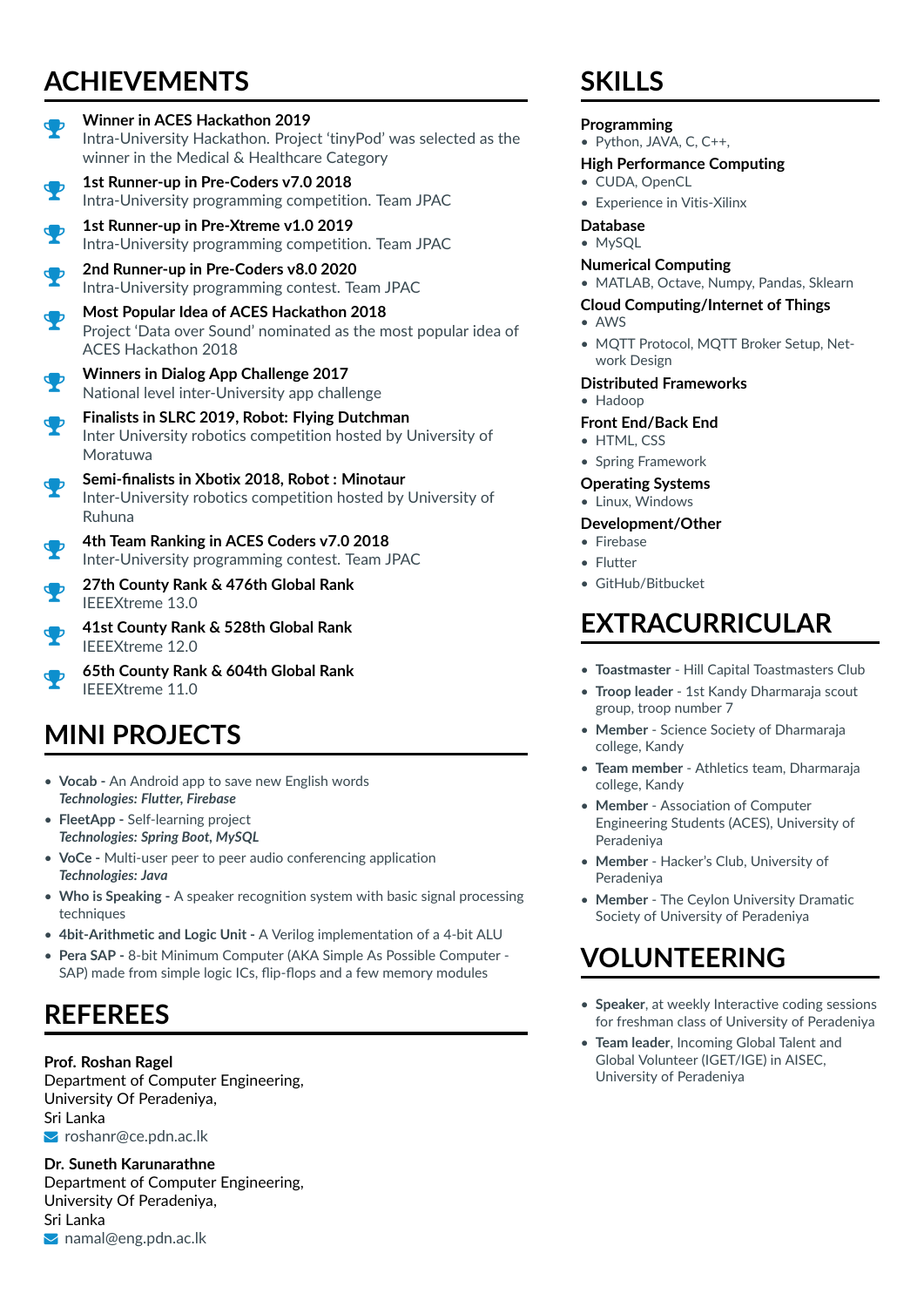## ACHIEVEMENTS

**Winner in ACES Hackathon 2019**
Intra-University Hackathon. Project 'tinyPod' was selected as the winner in the Medical & Healthcare Category

**1st Runner-up in Pre-Coders v7.0 2018**
Intra-University programming competition. Team JPAC

**1st Runner-up in Pre-Xtreme v1.0 2019**
Intra-University programming competition. Team JPAC

**2nd Runner-up in Pre-Coders v8.0 2020**
Intra-University programming contest. Team JPAC

**Most Popular Idea of ACES Hackathon 2018**
Project 'Data over Sound' nominated as the most popular idea of ACES Hackathon 2018

**Winners in Dialog App Challenge 2017**
National level inter-University app challenge

**Finalists in SLRC 2019, Robot: Flying Dutchman**
Inter University robotics competition hosted by University of Moratuwa

**Semi-finalists in Xbotix 2018, Robot : Minotaur**
Inter-University robotics competition hosted by University of Ruhuna

**4th Team Ranking in ACES Coders v7.0 2018**
Inter-University programming contest. Team JPAC

**27th County Rank & 476th Global Rank**
IEEEXtreme 13.0

**41st County Rank & 528th Global Rank**
IEEEXtreme 12.0

**65th County Rank & 604th Global Rank**
IEEEXtreme 11.0

## MINI PROJECTS

- **Vocab -** An Android app to save new English words
  ***Technologies: Flutter, Firebase***
- **FleetApp -** Self-learning project
  ***Technologies: Spring Boot, MySQL***
- **VoCe -** Multi-user peer to peer audio conferencing application
  ***Technologies: Java***
- **Who is Speaking -** A speaker recognition system with basic signal processing techniques
- **4bit-Arithmetic and Logic Unit -** A Verilog implementation of a 4-bit ALU
- **Pera SAP -** 8-bit Minimum Computer (AKA Simple As Possible Computer - SAP) made from simple logic ICs, flip-flops and a few memory modules

## REFEREES

**Prof. Roshan Ragel**
Department of Computer Engineering,
University Of Peradeniya,
Sri Lanka
roshanr@ce.pdn.ac.lk

**Dr. Suneth Karunarathne**
Department of Computer Engineering,
University Of Peradeniya,
Sri Lanka
namal@eng.pdn.ac.lk

## SKILLS

**Programming**
- Python, JAVA, C, C++,

**High Performance Computing**
- CUDA, OpenCL
- Experience in Vitis-Xilinx

**Database**
- MySQL

**Numerical Computing**
- MATLAB, Octave, Numpy, Pandas, Sklearn

**Cloud Computing/Internet of Things**
- AWS
- MQTT Protocol, MQTT Broker Setup, Network Design

**Distributed Frameworks**
- Hadoop

**Front End/Back End**
- HTML, CSS
- Spring Framework

**Operating Systems**
- Linux, Windows

**Development/Other**
- Firebase
- Flutter
- GitHub/Bitbucket

## EXTRACURRICULAR

- **Toastmaster** - Hill Capital Toastmasters Club
- **Troop leader** - 1st Kandy Dharmaraja scout group, troop number 7
- **Member** - Science Society of Dharmaraja college, Kandy
- **Team member** - Athletics team, Dharmaraja college, Kandy
- **Member** - Association of Computer Engineering Students (ACES), University of Peradeniya
- **Member** - Hacker's Club, University of Peradeniya
- **Member** - The Ceylon University Dramatic Society of University of Peradeniya

## VOLUNTEERING

- **Speaker**, at weekly Interactive coding sessions for freshman class of University of Peradeniya
- **Team leader**, Incoming Global Talent and Global Volunteer (IGET/IGE) in AISEC, University of Peradeniya